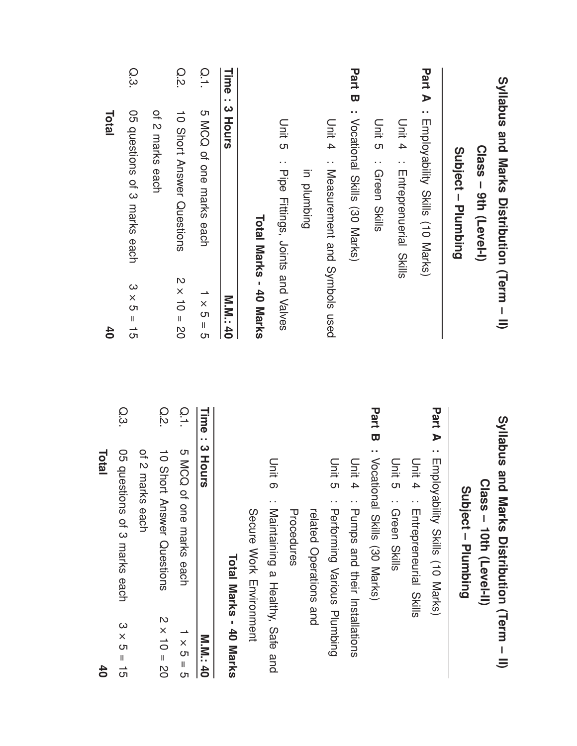# Syllabus and Marks Distribution (Term – II)
## Class – 9th (Level-I)
## Subject – Plumbing

**Part A :** Employability Skills (10 Marks)

Unit 4 : Entreprenuerial Skills

Unit 5 : Green Skills

**Part B :** Vocational Skills (30 Marks)

Unit 4 : Measurement and Symbols used in plumbing

Unit 5 : Pipe Fittings, Joints and Valves

**Total Marks - 40 Marks**

| **Time : 3 Hours** | | **M.M.: 40** |
|---|---|---|
| Q.1. | 5 MCQ of one marks each | $1 \times 5 = 5$ |
| Q.2. | 10 Short Answer Questions of 2 marks each | $2 \times 10 = 20$ |
| Q.3. | 05 questions of 3 marks each | $3 \times 5 = 15$ |
| | **Total** | **40** |

# Syllabus and Marks Distribution (Term – II)
## Class – 10th (Level-II)
## Subject – Plumbing

**Part A :** Employability Skills (10 Marks)

Unit 4 : Entrepreneurial Skills

Unit 5 : Green Skills

**Part B :** Vocational Skills (30 Marks)

Unit 4 : Pumps and their Installations

Unit 5 : Performing Various Plumbing related Operations and Procedures

Unit 6 : Maintaining a Healthy, Safe and Secure Work Environment

**Total Marks - 40 Marks**

| **Time : 3 Hours** | | **M.M.: 40** |
|---|---|---|
| Q.1. | 5 MCQ of one marks each | $1 \times 5 = 5$ |
| Q.2. | 10 Short Answer Questions of 2 marks each | $2 \times 10 = 20$ |
| Q.3. | 05 questions of 3 marks each | $3 \times 5 = 15$ |
| | **Total** | **40** |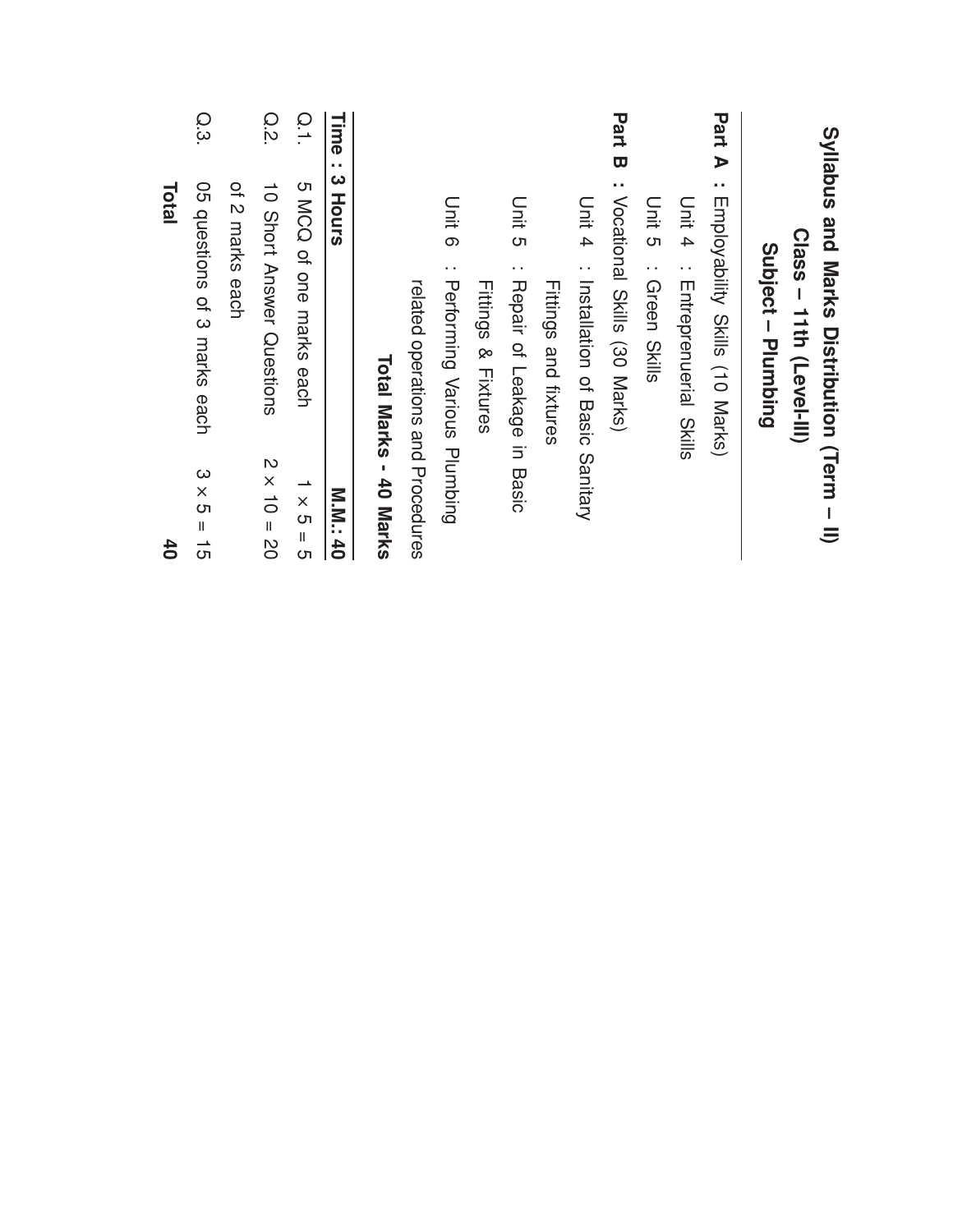# Syllabus and Marks Distribution (Term – II)

## Class – 11th (Level-III)

## Subject – Plumbing

**Part A :** Employability Skills (10 Marks)

Unit 4 : Entreprenuerial Skills

Unit 5 : Green Skills

**Part B :** Vocational Skills (30 Marks)

Unit 4 : Installation of Basic Sanitary Fittings and fixtures

Unit 5 : Repair of Leakage in Basic Fittings & Fixtures

Unit 6 : Performing Various Plumbing related operations and Procedures

**Total Marks - 40 Marks**

| **Time : 3 Hours** | | **M.M.: 40** |
|---|---|---|
| Q.1. | 5 MCQ of one marks each | 1 × 5 = 5 |
| Q.2. | 10 Short Answer Questions of 2 marks each | 2 × 10 = 20 |
| Q.3. | 05 questions of 3 marks each | 3 × 5 = 15 |
| | **Total** | **40** |